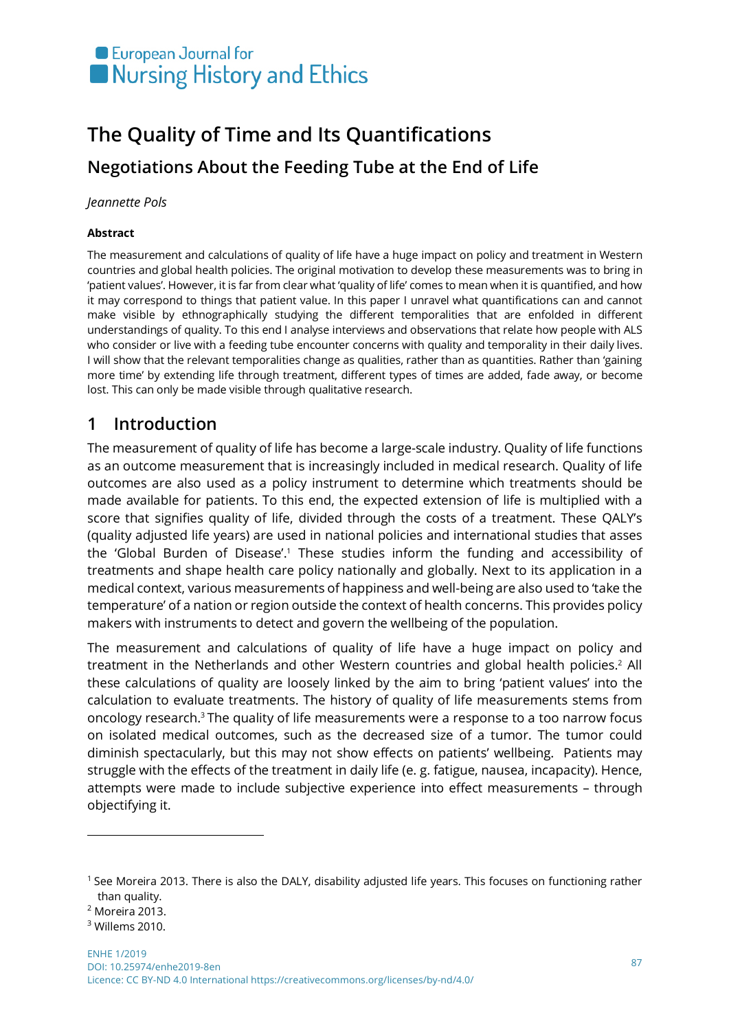European Journal for Nursing History and Ethics

# The Quality of Time and Its Quantifications

## Negotiations About the Feeding Tube at the End of Life

*Jeannette Pols*

**Abstract**

The measurement and calculations of quality of life have a huge impact on policy and treatment in Western countries and global health policies. The original motivation to develop these measurements was to bring in 'patient values'. However, it is far from clear what 'quality of life' comes to mean when it is quantified, and how it may correspond to things that patient value. In this paper I unravel what quantifications can and cannot make visible by ethnographically studying the different temporalities that are enfolded in different understandings of quality. To this end I analyse interviews and observations that relate how people with ALS who consider or live with a feeding tube encounter concerns with quality and temporality in their daily lives. I will show that the relevant temporalities change as qualities, rather than as quantities. Rather than 'gaining more time' by extending life through treatment, different types of times are added, fade away, or become lost. This can only be made visible through qualitative research.

## 1 Introduction

The measurement of quality of life has become a large-scale industry. Quality of life functions as an outcome measurement that is increasingly included in medical research. Quality of life outcomes are also used as a policy instrument to determine which treatments should be made available for patients. To this end, the expected extension of life is multiplied with a score that signifies quality of life, divided through the costs of a treatment. These QALY's (quality adjusted life years) are used in national policies and international studies that asses the 'Global Burden of Disease'.[1] These studies inform the funding and accessibility of treatments and shape health care policy nationally and globally. Next to its application in a medical context, various measurements of happiness and well-being are also used to 'take the temperature' of a nation or region outside the context of health concerns. This provides policy makers with instruments to detect and govern the wellbeing of the population.

The measurement and calculations of quality of life have a huge impact on policy and treatment in the Netherlands and other Western countries and global health policies.[2] All these calculations of quality are loosely linked by the aim to bring 'patient values' into the calculation to evaluate treatments. The history of quality of life measurements stems from oncology research.[3] The quality of life measurements were a response to a too narrow focus on isolated medical outcomes, such as the decreased size of a tumor. The tumor could diminish spectacularly, but this may not show effects on patients' wellbeing. Patients may struggle with the effects of the treatment in daily life (e. g. fatigue, nausea, incapacity). Hence, attempts were made to include subjective experience into effect measurements – through objectifying it.

---

[1] See Moreira 2013. There is also the DALY, disability adjusted life years. This focuses on functioning rather than quality.

[2] Moreira 2013.

[3] Willems 2010.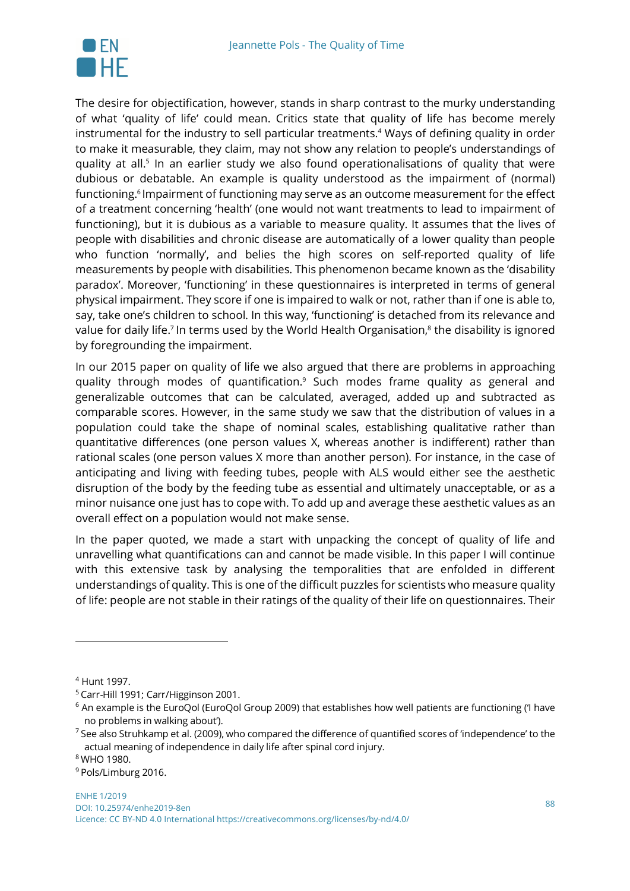The desire for objectification, however, stands in sharp contrast to the murky understanding of what 'quality of life' could mean. Critics state that quality of life has become merely instrumental for the industry to sell particular treatments.[4] Ways of defining quality in order to make it measurable, they claim, may not show any relation to people's understandings of quality at all.[5] In an earlier study we also found operationalisations of quality that were dubious or debatable. An example is quality understood as the impairment of (normal) functioning.[6] Impairment of functioning may serve as an outcome measurement for the effect of a treatment concerning 'health' (one would not want treatments to lead to impairment of functioning), but it is dubious as a variable to measure quality. It assumes that the lives of people with disabilities and chronic disease are automatically of a lower quality than people who function 'normally', and belies the high scores on self-reported quality of life measurements by people with disabilities. This phenomenon became known as the 'disability paradox'. Moreover, 'functioning' in these questionnaires is interpreted in terms of general physical impairment. They score if one is impaired to walk or not, rather than if one is able to, say, take one's children to school. In this way, 'functioning' is detached from its relevance and value for daily life.[7] In terms used by the World Health Organisation,[8] the disability is ignored by foregrounding the impairment.

In our 2015 paper on quality of life we also argued that there are problems in approaching quality through modes of quantification.[9] Such modes frame quality as general and generalizable outcomes that can be calculated, averaged, added up and subtracted as comparable scores. However, in the same study we saw that the distribution of values in a population could take the shape of nominal scales, establishing qualitative rather than quantitative differences (one person values X, whereas another is indifferent) rather than rational scales (one person values X more than another person). For instance, in the case of anticipating and living with feeding tubes, people with ALS would either see the aesthetic disruption of the body by the feeding tube as essential and ultimately unacceptable, or as a minor nuisance one just has to cope with. To add up and average these aesthetic values as an overall effect on a population would not make sense.

In the paper quoted, we made a start with unpacking the concept of quality of life and unravelling what quantifications can and cannot be made visible. In this paper I will continue with this extensive task by analysing the temporalities that are enfolded in different understandings of quality. This is one of the difficult puzzles for scientists who measure quality of life: people are not stable in their ratings of the quality of their life on questionnaires. Their

---

[4] Hunt 1997.

[5] Carr-Hill 1991; Carr/Higginson 2001.

[6] An example is the EuroQol (EuroQol Group 2009) that establishes how well patients are functioning ('I have no problems in walking about').

[7] See also Struhkamp et al. (2009), who compared the difference of quantified scores of 'independence' to the actual meaning of independence in daily life after spinal cord injury.

[8] WHO 1980.

[9] Pols/Limburg 2016.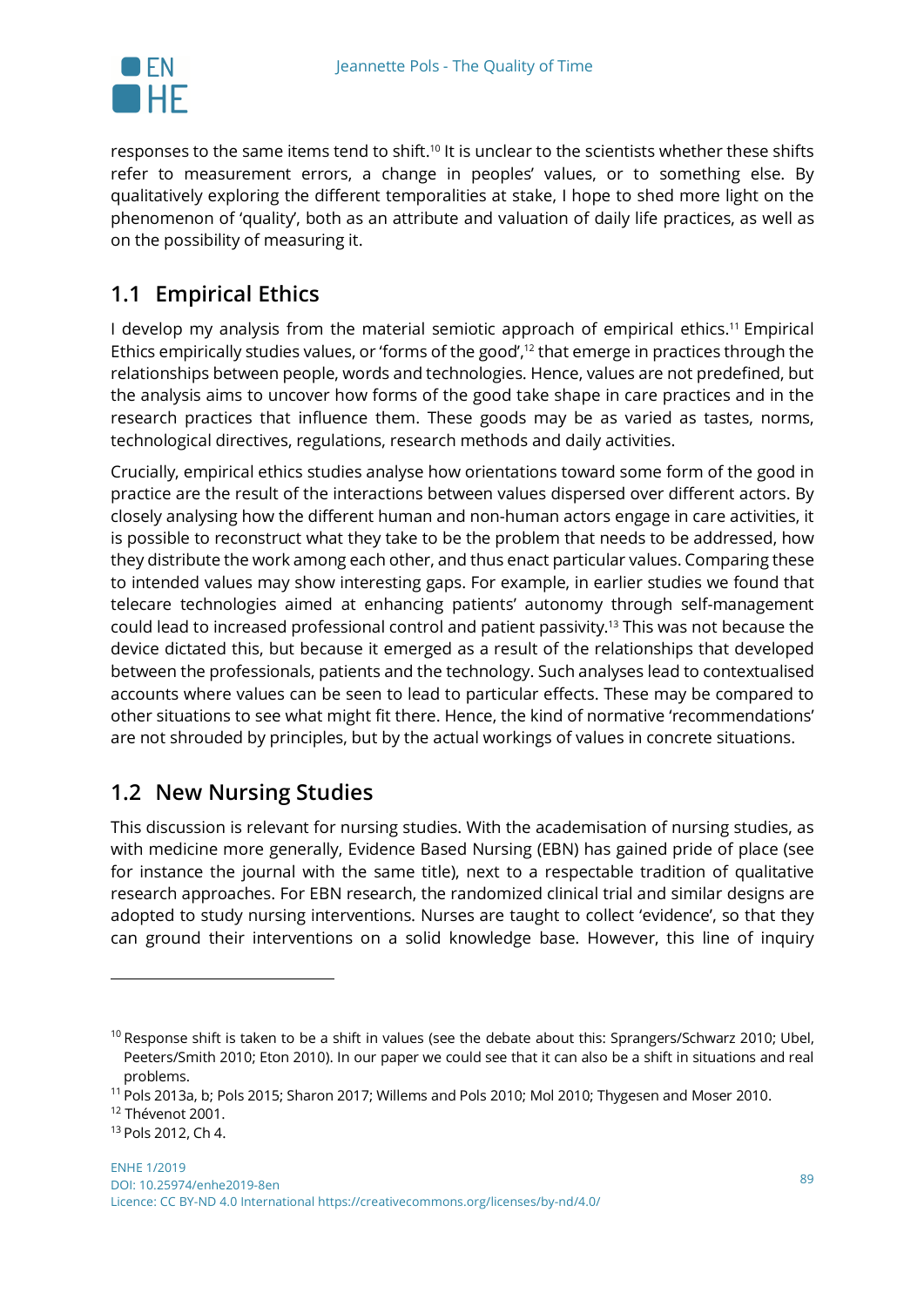responses to the same items tend to shift.[10] It is unclear to the scientists whether these shifts refer to measurement errors, a change in peoples' values, or to something else. By qualitatively exploring the different temporalities at stake, I hope to shed more light on the phenomenon of 'quality', both as an attribute and valuation of daily life practices, as well as on the possibility of measuring it.

## 1.1 Empirical Ethics

I develop my analysis from the material semiotic approach of empirical ethics.[11] Empirical Ethics empirically studies values, or 'forms of the good',[12] that emerge in practices through the relationships between people, words and technologies. Hence, values are not predefined, but the analysis aims to uncover how forms of the good take shape in care practices and in the research practices that influence them. These goods may be as varied as tastes, norms, technological directives, regulations, research methods and daily activities.

Crucially, empirical ethics studies analyse how orientations toward some form of the good in practice are the result of the interactions between values dispersed over different actors. By closely analysing how the different human and non-human actors engage in care activities, it is possible to reconstruct what they take to be the problem that needs to be addressed, how they distribute the work among each other, and thus enact particular values. Comparing these to intended values may show interesting gaps. For example, in earlier studies we found that telecare technologies aimed at enhancing patients' autonomy through self-management could lead to increased professional control and patient passivity.[13] This was not because the device dictated this, but because it emerged as a result of the relationships that developed between the professionals, patients and the technology. Such analyses lead to contextualised accounts where values can be seen to lead to particular effects. These may be compared to other situations to see what might fit there. Hence, the kind of normative 'recommendations' are not shrouded by principles, but by the actual workings of values in concrete situations.

## 1.2 New Nursing Studies

This discussion is relevant for nursing studies. With the academisation of nursing studies, as with medicine more generally, Evidence Based Nursing (EBN) has gained pride of place (see for instance the journal with the same title), next to a respectable tradition of qualitative research approaches. For EBN research, the randomized clinical trial and similar designs are adopted to study nursing interventions. Nurses are taught to collect 'evidence', so that they can ground their interventions on a solid knowledge base. However, this line of inquiry

---

[10] Response shift is taken to be a shift in values (see the debate about this: Sprangers/Schwarz 2010; Ubel, Peeters/Smith 2010; Eton 2010). In our paper we could see that it can also be a shift in situations and real problems.

[11] Pols 2013a, b; Pols 2015; Sharon 2017; Willems and Pols 2010; Mol 2010; Thygesen and Moser 2010.

[12] Thévenot 2001.

[13] Pols 2012, Ch 4.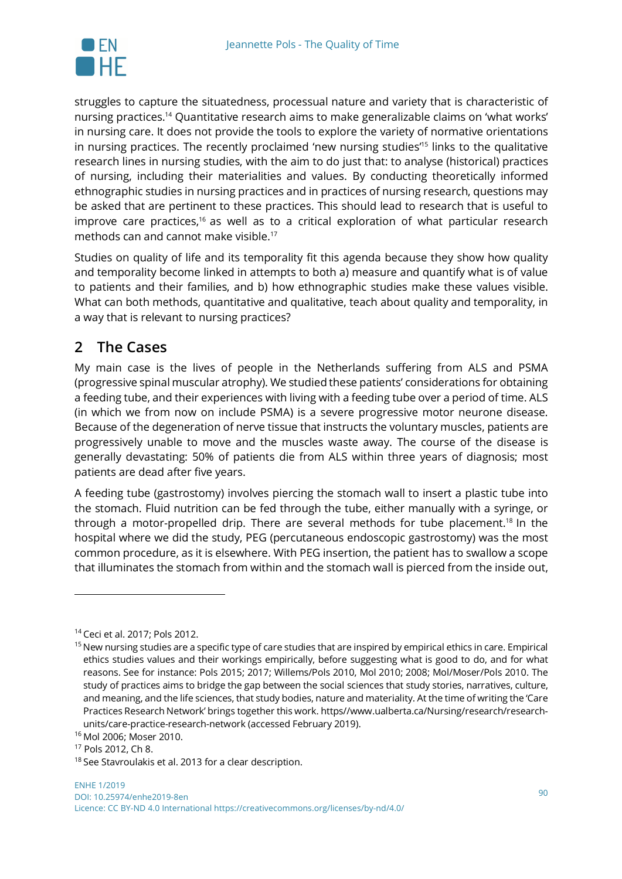struggles to capture the situatedness, processual nature and variety that is characteristic of nursing practices.[14] Quantitative research aims to make generalizable claims on 'what works' in nursing care. It does not provide the tools to explore the variety of normative orientations in nursing practices. The recently proclaimed 'new nursing studies'[15] links to the qualitative research lines in nursing studies, with the aim to do just that: to analyse (historical) practices of nursing, including their materialities and values. By conducting theoretically informed ethnographic studies in nursing practices and in practices of nursing research, questions may be asked that are pertinent to these practices. This should lead to research that is useful to improve care practices,[16] as well as to a critical exploration of what particular research methods can and cannot make visible.[17]

Studies on quality of life and its temporality fit this agenda because they show how quality and temporality become linked in attempts to both a) measure and quantify what is of value to patients and their families, and b) how ethnographic studies make these values visible. What can both methods, quantitative and qualitative, teach about quality and temporality, in a way that is relevant to nursing practices?

## 2 The Cases

My main case is the lives of people in the Netherlands suffering from ALS and PSMA (progressive spinal muscular atrophy). We studied these patients' considerations for obtaining a feeding tube, and their experiences with living with a feeding tube over a period of time. ALS (in which we from now on include PSMA) is a severe progressive motor neurone disease. Because of the degeneration of nerve tissue that instructs the voluntary muscles, patients are progressively unable to move and the muscles waste away. The course of the disease is generally devastating: 50% of patients die from ALS within three years of diagnosis; most patients are dead after five years.

A feeding tube (gastrostomy) involves piercing the stomach wall to insert a plastic tube into the stomach. Fluid nutrition can be fed through the tube, either manually with a syringe, or through a motor-propelled drip. There are several methods for tube placement.[18] In the hospital where we did the study, PEG (percutaneous endoscopic gastrostomy) was the most common procedure, as it is elsewhere. With PEG insertion, the patient has to swallow a scope that illuminates the stomach from within and the stomach wall is pierced from the inside out,

---

[14] Ceci et al. 2017; Pols 2012.

[15] New nursing studies are a specific type of care studies that are inspired by empirical ethics in care. Empirical ethics studies values and their workings empirically, before suggesting what is good to do, and for what reasons. See for instance: Pols 2015; 2017; Willems/Pols 2010, Mol 2010; 2008; Mol/Moser/Pols 2010. The study of practices aims to bridge the gap between the social sciences that study stories, narratives, culture, and meaning, and the life sciences, that study bodies, nature and materiality. At the time of writing the 'Care Practices Research Network' brings together this work. https//www.ualberta.ca/Nursing/research/research-units/care-practice-research-network (accessed February 2019).

[16] Mol 2006; Moser 2010.

[17] Pols 2012, Ch 8.

[18] See Stavroulakis et al. 2013 for a clear description.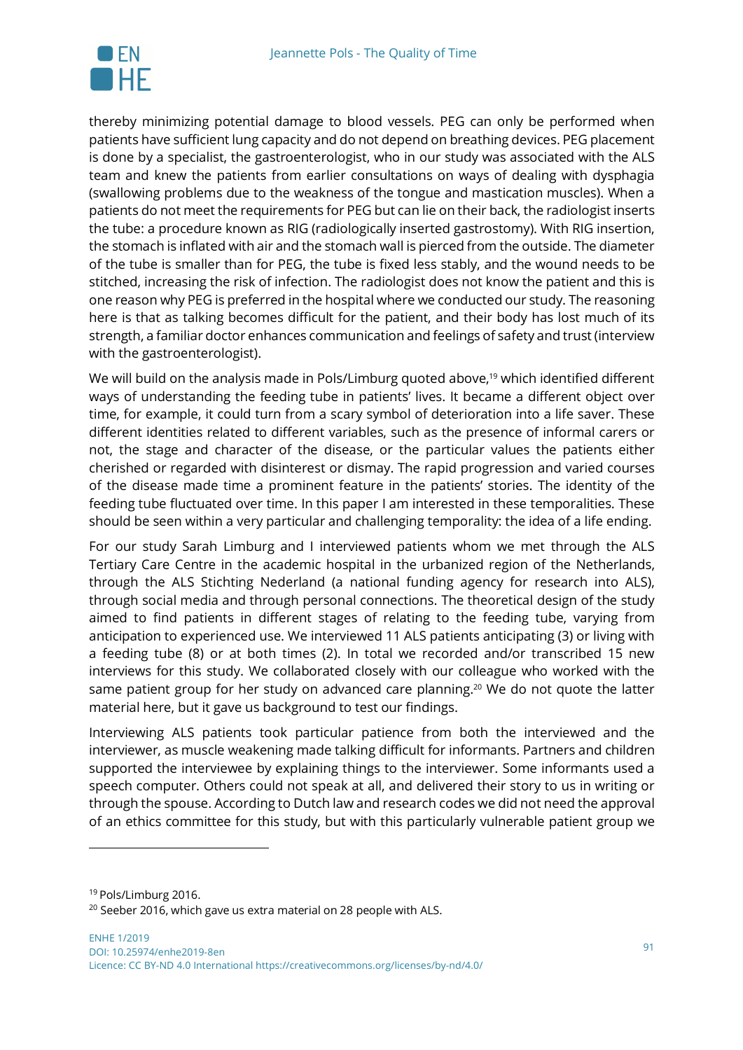thereby minimizing potential damage to blood vessels. PEG can only be performed when patients have sufficient lung capacity and do not depend on breathing devices. PEG placement is done by a specialist, the gastroenterologist, who in our study was associated with the ALS team and knew the patients from earlier consultations on ways of dealing with dysphagia (swallowing problems due to the weakness of the tongue and mastication muscles). When a patients do not meet the requirements for PEG but can lie on their back, the radiologist inserts the tube: a procedure known as RIG (radiologically inserted gastrostomy). With RIG insertion, the stomach is inflated with air and the stomach wall is pierced from the outside. The diameter of the tube is smaller than for PEG, the tube is fixed less stably, and the wound needs to be stitched, increasing the risk of infection. The radiologist does not know the patient and this is one reason why PEG is preferred in the hospital where we conducted our study. The reasoning here is that as talking becomes difficult for the patient, and their body has lost much of its strength, a familiar doctor enhances communication and feelings of safety and trust (interview with the gastroenterologist).

We will build on the analysis made in Pols/Limburg quoted above,[19] which identified different ways of understanding the feeding tube in patients' lives. It became a different object over time, for example, it could turn from a scary symbol of deterioration into a life saver. These different identities related to different variables, such as the presence of informal carers or not, the stage and character of the disease, or the particular values the patients either cherished or regarded with disinterest or dismay. The rapid progression and varied courses of the disease made time a prominent feature in the patients' stories. The identity of the feeding tube fluctuated over time. In this paper I am interested in these temporalities. These should be seen within a very particular and challenging temporality: the idea of a life ending.

For our study Sarah Limburg and I interviewed patients whom we met through the ALS Tertiary Care Centre in the academic hospital in the urbanized region of the Netherlands, through the ALS Stichting Nederland (a national funding agency for research into ALS), through social media and through personal connections. The theoretical design of the study aimed to find patients in different stages of relating to the feeding tube, varying from anticipation to experienced use. We interviewed 11 ALS patients anticipating (3) or living with a feeding tube (8) or at both times (2). In total we recorded and/or transcribed 15 new interviews for this study. We collaborated closely with our colleague who worked with the same patient group for her study on advanced care planning.[20] We do not quote the latter material here, but it gave us background to test our findings.

Interviewing ALS patients took particular patience from both the interviewed and the interviewer, as muscle weakening made talking difficult for informants. Partners and children supported the interviewee by explaining things to the interviewer. Some informants used a speech computer. Others could not speak at all, and delivered their story to us in writing or through the spouse. According to Dutch law and research codes we did not need the approval of an ethics committee for this study, but with this particularly vulnerable patient group we

[19] Pols/Limburg 2016.

[20] Seeber 2016, which gave us extra material on 28 people with ALS.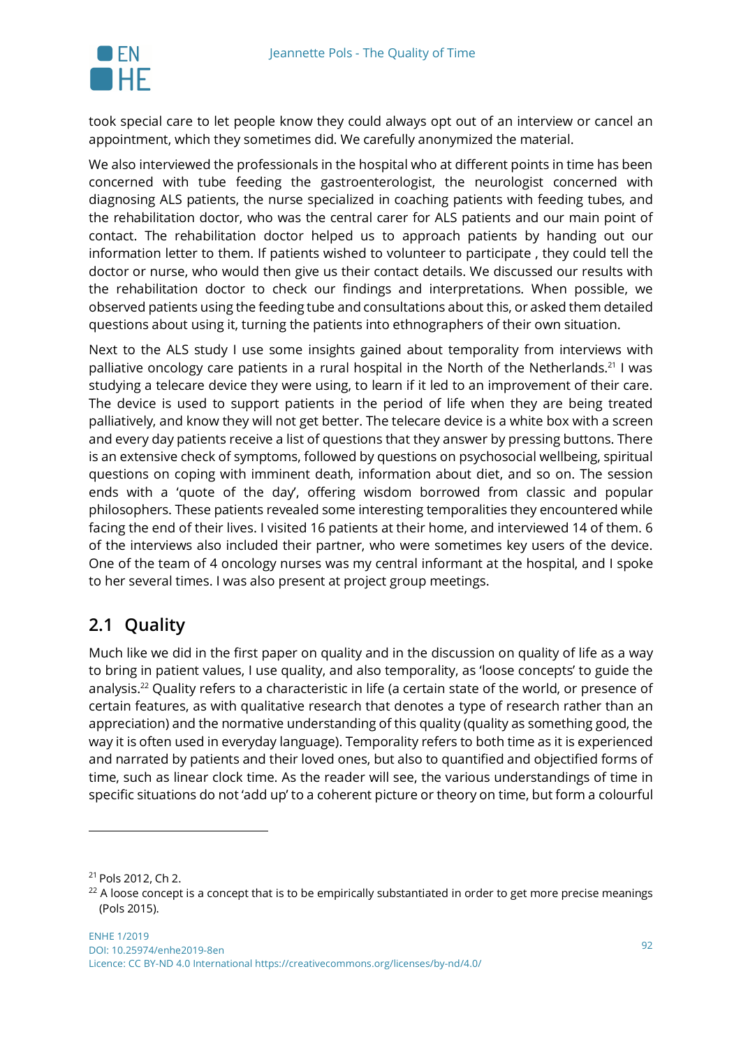took special care to let people know they could always opt out of an interview or cancel an appointment, which they sometimes did. We carefully anonymized the material.

We also interviewed the professionals in the hospital who at different points in time has been concerned with tube feeding the gastroenterologist, the neurologist concerned with diagnosing ALS patients, the nurse specialized in coaching patients with feeding tubes, and the rehabilitation doctor, who was the central carer for ALS patients and our main point of contact. The rehabilitation doctor helped us to approach patients by handing out our information letter to them. If patients wished to volunteer to participate , they could tell the doctor or nurse, who would then give us their contact details. We discussed our results with the rehabilitation doctor to check our findings and interpretations. When possible, we observed patients using the feeding tube and consultations about this, or asked them detailed questions about using it, turning the patients into ethnographers of their own situation.

Next to the ALS study I use some insights gained about temporality from interviews with palliative oncology care patients in a rural hospital in the North of the Netherlands.[21] I was studying a telecare device they were using, to learn if it led to an improvement of their care. The device is used to support patients in the period of life when they are being treated palliatively, and know they will not get better. The telecare device is a white box with a screen and every day patients receive a list of questions that they answer by pressing buttons. There is an extensive check of symptoms, followed by questions on psychosocial wellbeing, spiritual questions on coping with imminent death, information about diet, and so on. The session ends with a 'quote of the day', offering wisdom borrowed from classic and popular philosophers. These patients revealed some interesting temporalities they encountered while facing the end of their lives. I visited 16 patients at their home, and interviewed 14 of them. 6 of the interviews also included their partner, who were sometimes key users of the device. One of the team of 4 oncology nurses was my central informant at the hospital, and I spoke to her several times. I was also present at project group meetings.

## 2.1 Quality

Much like we did in the first paper on quality and in the discussion on quality of life as a way to bring in patient values, I use quality, and also temporality, as 'loose concepts' to guide the analysis.[22] Quality refers to a characteristic in life (a certain state of the world, or presence of certain features, as with qualitative research that denotes a type of research rather than an appreciation) and the normative understanding of this quality (quality as something good, the way it is often used in everyday language). Temporality refers to both time as it is experienced and narrated by patients and their loved ones, but also to quantified and objectified forms of time, such as linear clock time. As the reader will see, the various understandings of time in specific situations do not 'add up' to a coherent picture or theory on time, but form a colourful

[21] Pols 2012, Ch 2.

[22] A loose concept is a concept that is to be empirically substantiated in order to get more precise meanings (Pols 2015).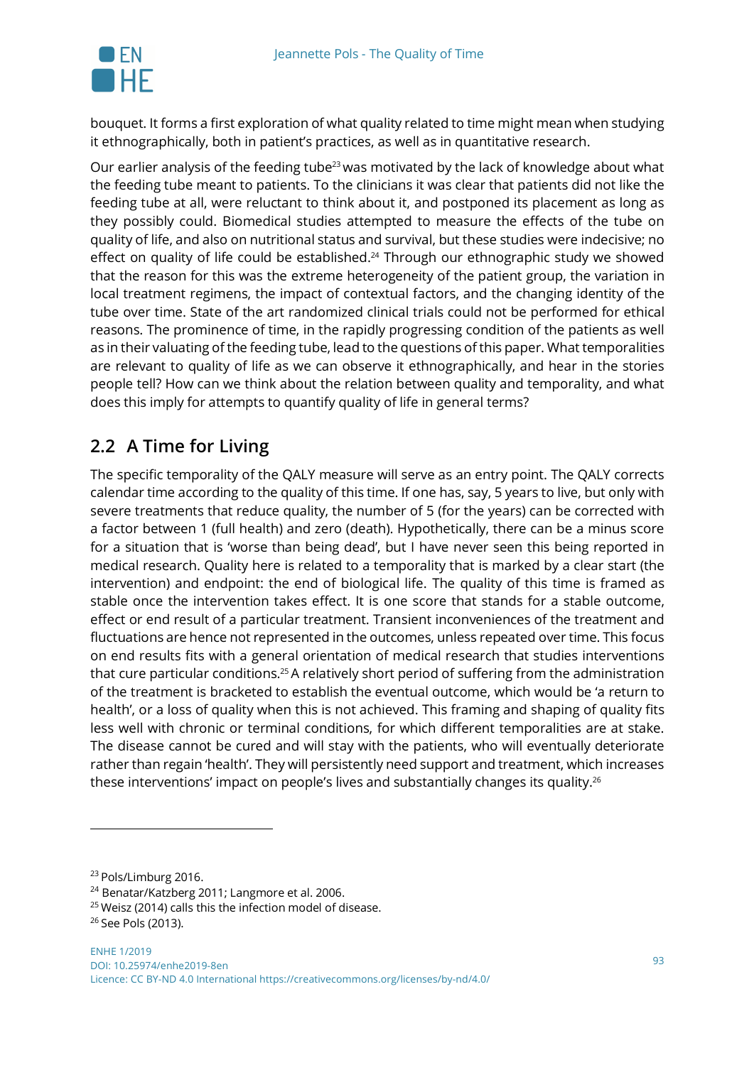bouquet. It forms a first exploration of what quality related to time might mean when studying it ethnographically, both in patient's practices, as well as in quantitative research.

Our earlier analysis of the feeding tube[23] was motivated by the lack of knowledge about what the feeding tube meant to patients. To the clinicians it was clear that patients did not like the feeding tube at all, were reluctant to think about it, and postponed its placement as long as they possibly could. Biomedical studies attempted to measure the effects of the tube on quality of life, and also on nutritional status and survival, but these studies were indecisive; no effect on quality of life could be established.[24] Through our ethnographic study we showed that the reason for this was the extreme heterogeneity of the patient group, the variation in local treatment regimens, the impact of contextual factors, and the changing identity of the tube over time. State of the art randomized clinical trials could not be performed for ethical reasons. The prominence of time, in the rapidly progressing condition of the patients as well as in their valuating of the feeding tube, lead to the questions of this paper. What temporalities are relevant to quality of life as we can observe it ethnographically, and hear in the stories people tell? How can we think about the relation between quality and temporality, and what does this imply for attempts to quantify quality of life in general terms?

## 2.2 A Time for Living

The specific temporality of the QALY measure will serve as an entry point. The QALY corrects calendar time according to the quality of this time. If one has, say, 5 years to live, but only with severe treatments that reduce quality, the number of 5 (for the years) can be corrected with a factor between 1 (full health) and zero (death). Hypothetically, there can be a minus score for a situation that is 'worse than being dead', but I have never seen this being reported in medical research. Quality here is related to a temporality that is marked by a clear start (the intervention) and endpoint: the end of biological life. The quality of this time is framed as stable once the intervention takes effect. It is one score that stands for a stable outcome, effect or end result of a particular treatment. Transient inconveniences of the treatment and fluctuations are hence not represented in the outcomes, unless repeated over time. This focus on end results fits with a general orientation of medical research that studies interventions that cure particular conditions.[25] A relatively short period of suffering from the administration of the treatment is bracketed to establish the eventual outcome, which would be 'a return to health', or a loss of quality when this is not achieved. This framing and shaping of quality fits less well with chronic or terminal conditions, for which different temporalities are at stake. The disease cannot be cured and will stay with the patients, who will eventually deteriorate rather than regain 'health'. They will persistently need support and treatment, which increases these interventions' impact on people's lives and substantially changes its quality.[26]

---

[23] Pols/Limburg 2016.

[24] Benatar/Katzberg 2011; Langmore et al. 2006.

[25] Weisz (2014) calls this the infection model of disease.

[26] See Pols (2013).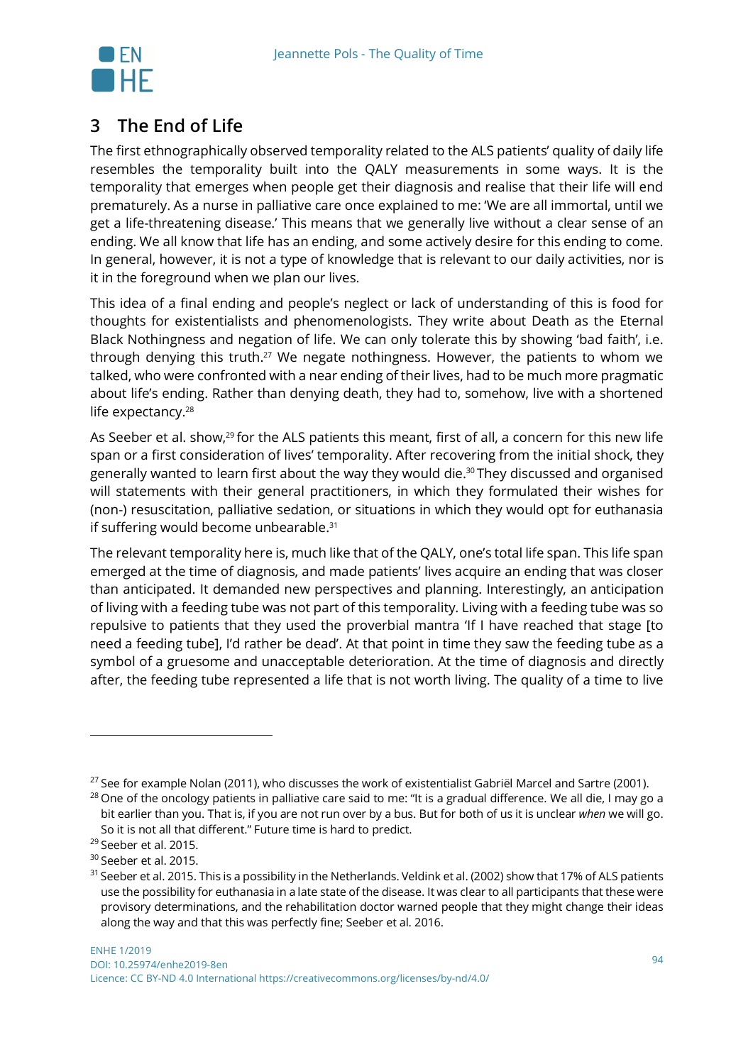## 3 The End of Life

The first ethnographically observed temporality related to the ALS patients' quality of daily life resembles the temporality built into the QALY measurements in some ways. It is the temporality that emerges when people get their diagnosis and realise that their life will end prematurely. As a nurse in palliative care once explained to me: 'We are all immortal, until we get a life-threatening disease.' This means that we generally live without a clear sense of an ending. We all know that life has an ending, and some actively desire for this ending to come. In general, however, it is not a type of knowledge that is relevant to our daily activities, nor is it in the foreground when we plan our lives.

This idea of a final ending and people's neglect or lack of understanding of this is food for thoughts for existentialists and phenomenologists. They write about Death as the Eternal Black Nothingness and negation of life. We can only tolerate this by showing 'bad faith', i.e. through denying this truth.[27] We negate nothingness. However, the patients to whom we talked, who were confronted with a near ending of their lives, had to be much more pragmatic about life's ending. Rather than denying death, they had to, somehow, live with a shortened life expectancy.[28]

As Seeber et al. show,[29] for the ALS patients this meant, first of all, a concern for this new life span or a first consideration of lives' temporality. After recovering from the initial shock, they generally wanted to learn first about the way they would die.[30] They discussed and organised will statements with their general practitioners, in which they formulated their wishes for (non-) resuscitation, palliative sedation, or situations in which they would opt for euthanasia if suffering would become unbearable.[31]

The relevant temporality here is, much like that of the QALY, one's total life span. This life span emerged at the time of diagnosis, and made patients' lives acquire an ending that was closer than anticipated. It demanded new perspectives and planning. Interestingly, an anticipation of living with a feeding tube was not part of this temporality. Living with a feeding tube was so repulsive to patients that they used the proverbial mantra 'If I have reached that stage [to need a feeding tube], I'd rather be dead'. At that point in time they saw the feeding tube as a symbol of a gruesome and unacceptable deterioration. At the time of diagnosis and directly after, the feeding tube represented a life that is not worth living. The quality of a time to live

---

[27] See for example Nolan (2011), who discusses the work of existentialist Gabriël Marcel and Sartre (2001).

[28] One of the oncology patients in palliative care said to me: "It is a gradual difference. We all die, I may go a bit earlier than you. That is, if you are not run over by a bus. But for both of us it is unclear *when* we will go. So it is not all that different." Future time is hard to predict.

[29] Seeber et al. 2015.

[30] Seeber et al. 2015.

[31] Seeber et al. 2015. This is a possibility in the Netherlands. Veldink et al. (2002) show that 17% of ALS patients use the possibility for euthanasia in a late state of the disease. It was clear to all participants that these were provisory determinations, and the rehabilitation doctor warned people that they might change their ideas along the way and that this was perfectly fine; Seeber et al. 2016.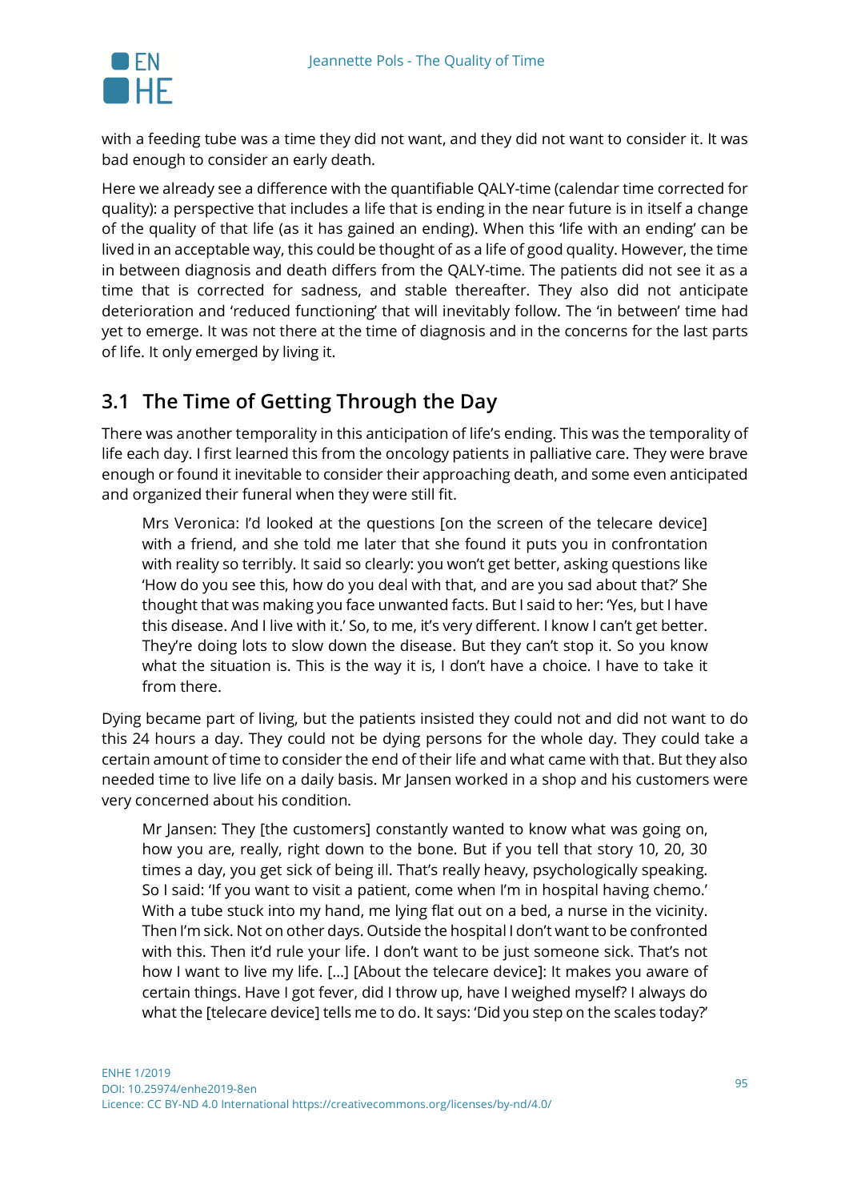with a feeding tube was a time they did not want, and they did not want to consider it. It was bad enough to consider an early death.

Here we already see a difference with the quantifiable QALY-time (calendar time corrected for quality): a perspective that includes a life that is ending in the near future is in itself a change of the quality of that life (as it has gained an ending). When this 'life with an ending' can be lived in an acceptable way, this could be thought of as a life of good quality. However, the time in between diagnosis and death differs from the QALY-time. The patients did not see it as a time that is corrected for sadness, and stable thereafter. They also did not anticipate deterioration and 'reduced functioning' that will inevitably follow. The 'in between' time had yet to emerge. It was not there at the time of diagnosis and in the concerns for the last parts of life. It only emerged by living it.

## 3.1 The Time of Getting Through the Day

There was another temporality in this anticipation of life's ending. This was the temporality of life each day. I first learned this from the oncology patients in palliative care. They were brave enough or found it inevitable to consider their approaching death, and some even anticipated and organized their funeral when they were still fit.

> Mrs Veronica: I'd looked at the questions [on the screen of the telecare device] with a friend, and she told me later that she found it puts you in confrontation with reality so terribly. It said so clearly: you won't get better, asking questions like 'How do you see this, how do you deal with that, and are you sad about that?' She thought that was making you face unwanted facts. But I said to her: 'Yes, but I have this disease. And I live with it.' So, to me, it's very different. I know I can't get better. They're doing lots to slow down the disease. But they can't stop it. So you know what the situation is. This is the way it is, I don't have a choice. I have to take it from there.

Dying became part of living, but the patients insisted they could not and did not want to do this 24 hours a day. They could not be dying persons for the whole day. They could take a certain amount of time to consider the end of their life and what came with that. But they also needed time to live life on a daily basis. Mr Jansen worked in a shop and his customers were very concerned about his condition.

> Mr Jansen: They [the customers] constantly wanted to know what was going on, how you are, really, right down to the bone. But if you tell that story 10, 20, 30 times a day, you get sick of being ill. That's really heavy, psychologically speaking. So I said: 'If you want to visit a patient, come when I'm in hospital having chemo.' With a tube stuck into my hand, me lying flat out on a bed, a nurse in the vicinity. Then I'm sick. Not on other days. Outside the hospital I don't want to be confronted with this. Then it'd rule your life. I don't want to be just someone sick. That's not how I want to live my life. […] [About the telecare device]: It makes you aware of certain things. Have I got fever, did I throw up, have I weighed myself? I always do what the [telecare device] tells me to do. It says: 'Did you step on the scales today?'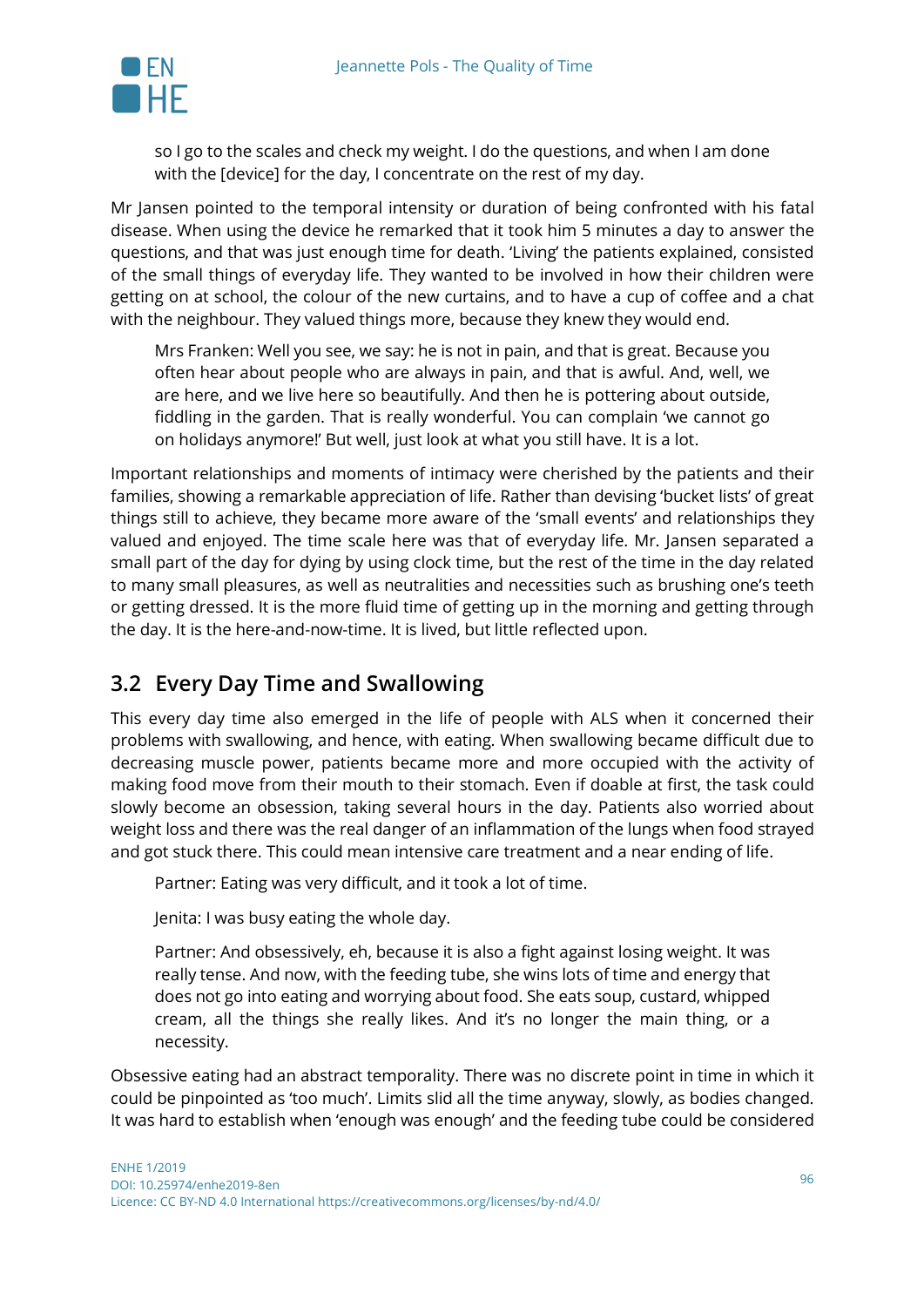> so I go to the scales and check my weight. I do the questions, and when I am done with the [device] for the day, I concentrate on the rest of my day.

Mr Jansen pointed to the temporal intensity or duration of being confronted with his fatal disease. When using the device he remarked that it took him 5 minutes a day to answer the questions, and that was just enough time for death. 'Living' the patients explained, consisted of the small things of everyday life. They wanted to be involved in how their children were getting on at school, the colour of the new curtains, and to have a cup of coffee and a chat with the neighbour. They valued things more, because they knew they would end.

> Mrs Franken: Well you see, we say: he is not in pain, and that is great. Because you often hear about people who are always in pain, and that is awful. And, well, we are here, and we live here so beautifully. And then he is pottering about outside, fiddling in the garden. That is really wonderful. You can complain 'we cannot go on holidays anymore!' But well, just look at what you still have. It is a lot.

Important relationships and moments of intimacy were cherished by the patients and their families, showing a remarkable appreciation of life. Rather than devising 'bucket lists' of great things still to achieve, they became more aware of the 'small events' and relationships they valued and enjoyed. The time scale here was that of everyday life. Mr. Jansen separated a small part of the day for dying by using clock time, but the rest of the time in the day related to many small pleasures, as well as neutralities and necessities such as brushing one's teeth or getting dressed. It is the more fluid time of getting up in the morning and getting through the day. It is the here-and-now-time. It is lived, but little reflected upon.

## 3.2 Every Day Time and Swallowing

This every day time also emerged in the life of people with ALS when it concerned their problems with swallowing, and hence, with eating. When swallowing became difficult due to decreasing muscle power, patients became more and more occupied with the activity of making food move from their mouth to their stomach. Even if doable at first, the task could slowly become an obsession, taking several hours in the day. Patients also worried about weight loss and there was the real danger of an inflammation of the lungs when food strayed and got stuck there. This could mean intensive care treatment and a near ending of life.

> Partner: Eating was very difficult, and it took a lot of time.
>
> Jenita: I was busy eating the whole day.
>
> Partner: And obsessively, eh, because it is also a fight against losing weight. It was really tense. And now, with the feeding tube, she wins lots of time and energy that does not go into eating and worrying about food. She eats soup, custard, whipped cream, all the things she really likes. And it's no longer the main thing, or a necessity.

Obsessive eating had an abstract temporality. There was no discrete point in time in which it could be pinpointed as 'too much'. Limits slid all the time anyway, slowly, as bodies changed. It was hard to establish when 'enough was enough' and the feeding tube could be considered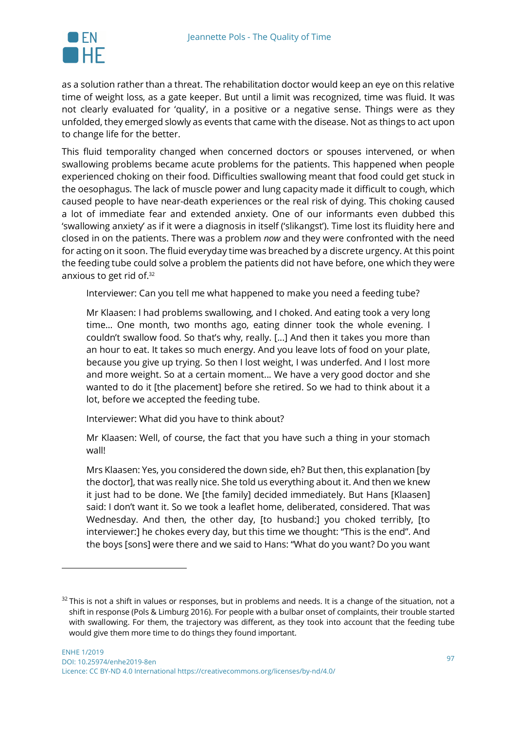as a solution rather than a threat. The rehabilitation doctor would keep an eye on this relative time of weight loss, as a gate keeper. But until a limit was recognized, time was fluid. It was not clearly evaluated for 'quality', in a positive or a negative sense. Things were as they unfolded, they emerged slowly as events that came with the disease. Not as things to act upon to change life for the better.

This fluid temporality changed when concerned doctors or spouses intervened, or when swallowing problems became acute problems for the patients. This happened when people experienced choking on their food. Difficulties swallowing meant that food could get stuck in the oesophagus. The lack of muscle power and lung capacity made it difficult to cough, which caused people to have near-death experiences or the real risk of dying. This choking caused a lot of immediate fear and extended anxiety. One of our informants even dubbed this 'swallowing anxiety' as if it were a diagnosis in itself ('slikangst'). Time lost its fluidity here and closed in on the patients. There was a problem *now* and they were confronted with the need for acting on it soon. The fluid everyday time was breached by a discrete urgency. At this point the feeding tube could solve a problem the patients did not have before, one which they were anxious to get rid of.[32]

> Interviewer: Can you tell me what happened to make you need a feeding tube?
>
> Mr Klaasen: I had problems swallowing, and I choked. And eating took a very long time... One month, two months ago, eating dinner took the whole evening. I couldn't swallow food. So that's why, really. [...] And then it takes you more than an hour to eat. It takes so much energy. And you leave lots of food on your plate, because you give up trying. So then I lost weight, I was underfed. And I lost more and more weight. So at a certain moment... We have a very good doctor and she wanted to do it [the placement] before she retired. So we had to think about it a lot, before we accepted the feeding tube.
>
> Interviewer: What did you have to think about?
>
> Mr Klaasen: Well, of course, the fact that you have such a thing in your stomach wall!
>
> Mrs Klaasen: Yes, you considered the down side, eh? But then, this explanation [by the doctor], that was really nice. She told us everything about it. And then we knew it just had to be done. We [the family] decided immediately. But Hans [Klaasen] said: I don't want it. So we took a leaflet home, deliberated, considered. That was Wednesday. And then, the other day, [to husband:] you choked terribly, [to interviewer:] he chokes every day, but this time we thought: "This is the end". And the boys [sons] were there and we said to Hans: "What do you want? Do you want

[32] This is not a shift in values or responses, but in problems and needs. It is a change of the situation, not a shift in response (Pols & Limburg 2016). For people with a bulbar onset of complaints, their trouble started with swallowing. For them, the trajectory was different, as they took into account that the feeding tube would give them more time to do things they found important.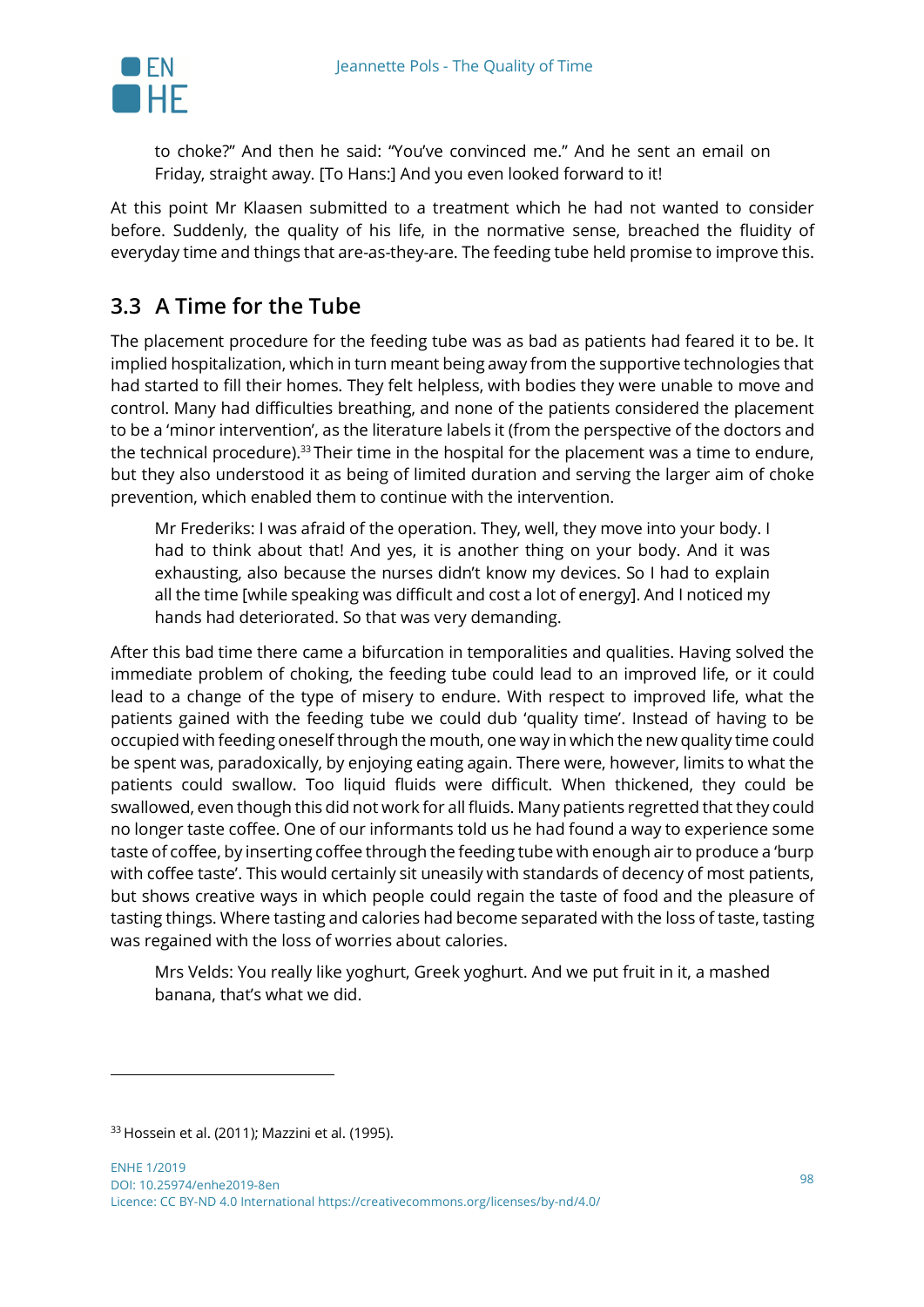> to choke?" And then he said: "You've convinced me." And he sent an email on Friday, straight away. [To Hans:] And you even looked forward to it!

At this point Mr Klaasen submitted to a treatment which he had not wanted to consider before. Suddenly, the quality of his life, in the normative sense, breached the fluidity of everyday time and things that are-as-they-are. The feeding tube held promise to improve this.

## 3.3 A Time for the Tube

The placement procedure for the feeding tube was as bad as patients had feared it to be. It implied hospitalization, which in turn meant being away from the supportive technologies that had started to fill their homes. They felt helpless, with bodies they were unable to move and control. Many had difficulties breathing, and none of the patients considered the placement to be a 'minor intervention', as the literature labels it (from the perspective of the doctors and the technical procedure).[33] Their time in the hospital for the placement was a time to endure, but they also understood it as being of limited duration and serving the larger aim of choke prevention, which enabled them to continue with the intervention.

> Mr Frederiks: I was afraid of the operation. They, well, they move into your body. I had to think about that! And yes, it is another thing on your body. And it was exhausting, also because the nurses didn't know my devices. So I had to explain all the time [while speaking was difficult and cost a lot of energy]. And I noticed my hands had deteriorated. So that was very demanding.

After this bad time there came a bifurcation in temporalities and qualities. Having solved the immediate problem of choking, the feeding tube could lead to an improved life, or it could lead to a change of the type of misery to endure. With respect to improved life, what the patients gained with the feeding tube we could dub 'quality time'. Instead of having to be occupied with feeding oneself through the mouth, one way in which the new quality time could be spent was, paradoxically, by enjoying eating again. There were, however, limits to what the patients could swallow. Too liquid fluids were difficult. When thickened, they could be swallowed, even though this did not work for all fluids. Many patients regretted that they could no longer taste coffee. One of our informants told us he had found a way to experience some taste of coffee, by inserting coffee through the feeding tube with enough air to produce a 'burp with coffee taste'. This would certainly sit uneasily with standards of decency of most patients, but shows creative ways in which people could regain the taste of food and the pleasure of tasting things. Where tasting and calories had become separated with the loss of taste, tasting was regained with the loss of worries about calories.

> Mrs Velds: You really like yoghurt, Greek yoghurt. And we put fruit in it, a mashed banana, that's what we did.

---

[33] Hossein et al. (2011); Mazzini et al. (1995).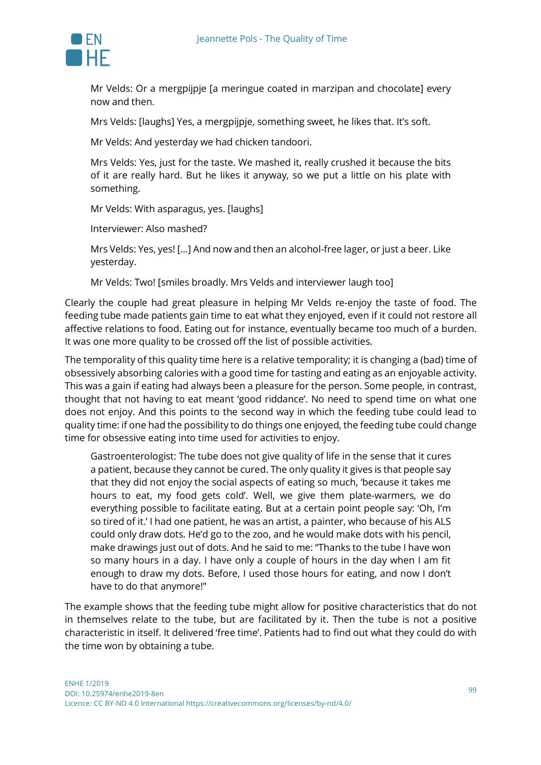> Mr Velds: Or a mergpijpje [a meringue coated in marzipan and chocolate] every now and then.
>
> Mrs Velds: [laughs] Yes, a mergpijpje, something sweet, he likes that. It's soft.
>
> Mr Velds: And yesterday we had chicken tandoori.
>
> Mrs Velds: Yes, just for the taste. We mashed it, really crushed it because the bits of it are really hard. But he likes it anyway, so we put a little on his plate with something.
>
> Mr Velds: With asparagus, yes. [laughs]
>
> Interviewer: Also mashed?
>
> Mrs Velds: Yes, yes! […] And now and then an alcohol-free lager, or just a beer. Like yesterday.
>
> Mr Velds: Two! [smiles broadly. Mrs Velds and interviewer laugh too]

Clearly the couple had great pleasure in helping Mr Velds re-enjoy the taste of food. The feeding tube made patients gain time to eat what they enjoyed, even if it could not restore all affective relations to food. Eating out for instance, eventually became too much of a burden. It was one more quality to be crossed off the list of possible activities.

The temporality of this quality time here is a relative temporality; it is changing a (bad) time of obsessively absorbing calories with a good time for tasting and eating as an enjoyable activity. This was a gain if eating had always been a pleasure for the person. Some people, in contrast, thought that not having to eat meant 'good riddance'. No need to spend time on what one does not enjoy. And this points to the second way in which the feeding tube could lead to quality time: if one had the possibility to do things one enjoyed, the feeding tube could change time for obsessive eating into time used for activities to enjoy.

> Gastroenterologist: The tube does not give quality of life in the sense that it cures a patient, because they cannot be cured. The only quality it gives is that people say that they did not enjoy the social aspects of eating so much, 'because it takes me hours to eat, my food gets cold'. Well, we give them plate-warmers, we do everything possible to facilitate eating. But at a certain point people say: 'Oh, I'm so tired of it.' I had one patient, he was an artist, a painter, who because of his ALS could only draw dots. He'd go to the zoo, and he would make dots with his pencil, make drawings just out of dots. And he said to me: "Thanks to the tube I have won so many hours in a day. I have only a couple of hours in the day when I am fit enough to draw my dots. Before, I used those hours for eating, and now I don't have to do that anymore!"

The example shows that the feeding tube might allow for positive characteristics that do not in themselves relate to the tube, but are facilitated by it. Then the tube is not a positive characteristic in itself. It delivered 'free time'. Patients had to find out what they could do with the time won by obtaining a tube.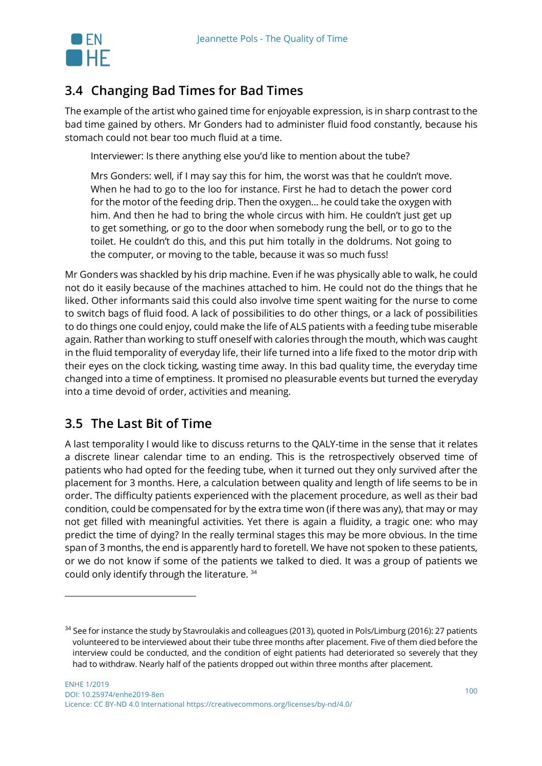## 3.4 Changing Bad Times for Bad Times

The example of the artist who gained time for enjoyable expression, is in sharp contrast to the bad time gained by others. Mr Gonders had to administer fluid food constantly, because his stomach could not bear too much fluid at a time.

> Interviewer: Is there anything else you'd like to mention about the tube?
>
> Mrs Gonders: well, if I may say this for him, the worst was that he couldn't move. When he had to go to the loo for instance. First he had to detach the power cord for the motor of the feeding drip. Then the oxygen… he could take the oxygen with him. And then he had to bring the whole circus with him. He couldn't just get up to get something, or go to the door when somebody rung the bell, or to go to the toilet. He couldn't do this, and this put him totally in the doldrums. Not going to the computer, or moving to the table, because it was so much fuss!

Mr Gonders was shackled by his drip machine. Even if he was physically able to walk, he could not do it easily because of the machines attached to him. He could not do the things that he liked. Other informants said this could also involve time spent waiting for the nurse to come to switch bags of fluid food. A lack of possibilities to do other things, or a lack of possibilities to do things one could enjoy, could make the life of ALS patients with a feeding tube miserable again. Rather than working to stuff oneself with calories through the mouth, which was caught in the fluid temporality of everyday life, their life turned into a life fixed to the motor drip with their eyes on the clock ticking, wasting time away. In this bad quality time, the everyday time changed into a time of emptiness. It promised no pleasurable events but turned the everyday into a time devoid of order, activities and meaning.

## 3.5 The Last Bit of Time

A last temporality I would like to discuss returns to the QALY-time in the sense that it relates a discrete linear calendar time to an ending. This is the retrospectively observed time of patients who had opted for the feeding tube, when it turned out they only survived after the placement for 3 months. Here, a calculation between quality and length of life seems to be in order. The difficulty patients experienced with the placement procedure, as well as their bad condition, could be compensated for by the extra time won (if there was any), that may or may not get filled with meaningful activities. Yet there is again a fluidity, a tragic one: who may predict the time of dying? In the really terminal stages this may be more obvious. In the time span of 3 months, the end is apparently hard to foretell. We have not spoken to these patients, or we do not know if some of the patients we talked to died. It was a group of patients we could only identify through the literature. [34]

---

[34] See for instance the study by Stavroulakis and colleagues (2013), quoted in Pols/Limburg (2016): 27 patients volunteered to be interviewed about their tube three months after placement. Five of them died before the interview could be conducted, and the condition of eight patients had deteriorated so severely that they had to withdraw. Nearly half of the patients dropped out within three months after placement.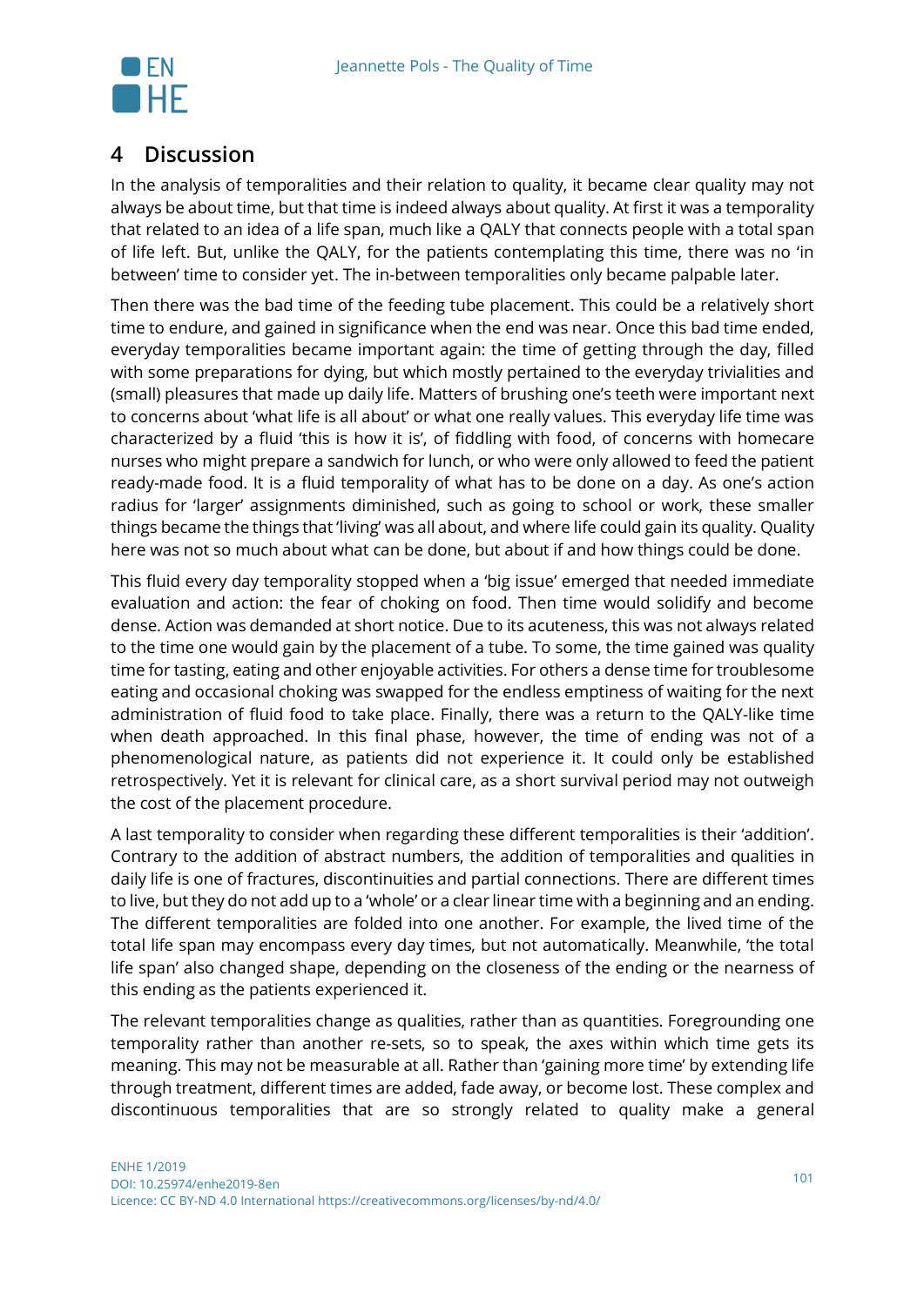## 4 Discussion

In the analysis of temporalities and their relation to quality, it became clear quality may not always be about time, but that time is indeed always about quality. At first it was a temporality that related to an idea of a life span, much like a QALY that connects people with a total span of life left. But, unlike the QALY, for the patients contemplating this time, there was no 'in between' time to consider yet. The in-between temporalities only became palpable later.

Then there was the bad time of the feeding tube placement. This could be a relatively short time to endure, and gained in significance when the end was near. Once this bad time ended, everyday temporalities became important again: the time of getting through the day, filled with some preparations for dying, but which mostly pertained to the everyday trivialities and (small) pleasures that made up daily life. Matters of brushing one's teeth were important next to concerns about 'what life is all about' or what one really values. This everyday life time was characterized by a fluid 'this is how it is', of fiddling with food, of concerns with homecare nurses who might prepare a sandwich for lunch, or who were only allowed to feed the patient ready-made food. It is a fluid temporality of what has to be done on a day. As one's action radius for 'larger' assignments diminished, such as going to school or work, these smaller things became the things that 'living' was all about, and where life could gain its quality. Quality here was not so much about what can be done, but about if and how things could be done.

This fluid every day temporality stopped when a 'big issue' emerged that needed immediate evaluation and action: the fear of choking on food. Then time would solidify and become dense. Action was demanded at short notice. Due to its acuteness, this was not always related to the time one would gain by the placement of a tube. To some, the time gained was quality time for tasting, eating and other enjoyable activities. For others a dense time for troublesome eating and occasional choking was swapped for the endless emptiness of waiting for the next administration of fluid food to take place. Finally, there was a return to the QALY-like time when death approached. In this final phase, however, the time of ending was not of a phenomenological nature, as patients did not experience it. It could only be established retrospectively. Yet it is relevant for clinical care, as a short survival period may not outweigh the cost of the placement procedure.

A last temporality to consider when regarding these different temporalities is their 'addition'. Contrary to the addition of abstract numbers, the addition of temporalities and qualities in daily life is one of fractures, discontinuities and partial connections. There are different times to live, but they do not add up to a 'whole' or a clear linear time with a beginning and an ending. The different temporalities are folded into one another. For example, the lived time of the total life span may encompass every day times, but not automatically. Meanwhile, 'the total life span' also changed shape, depending on the closeness of the ending or the nearness of this ending as the patients experienced it.

The relevant temporalities change as qualities, rather than as quantities. Foregrounding one temporality rather than another re-sets, so to speak, the axes within which time gets its meaning. This may not be measurable at all. Rather than 'gaining more time' by extending life through treatment, different times are added, fade away, or become lost. These complex and discontinuous temporalities that are so strongly related to quality make a general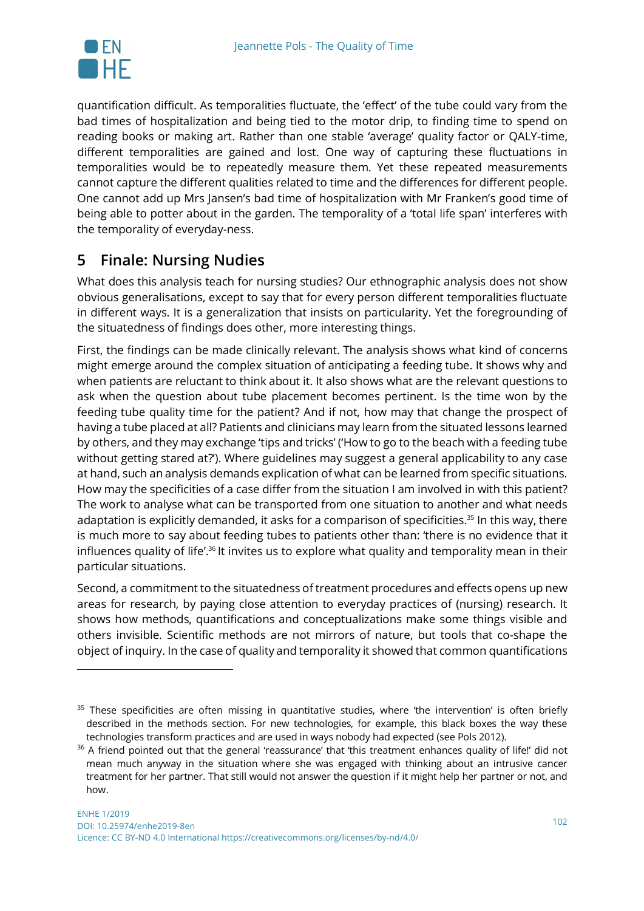quantification difficult. As temporalities fluctuate, the 'effect' of the tube could vary from the bad times of hospitalization and being tied to the motor drip, to finding time to spend on reading books or making art. Rather than one stable 'average' quality factor or QALY-time, different temporalities are gained and lost. One way of capturing these fluctuations in temporalities would be to repeatedly measure them. Yet these repeated measurements cannot capture the different qualities related to time and the differences for different people. One cannot add up Mrs Jansen's bad time of hospitalization with Mr Franken's good time of being able to potter about in the garden. The temporality of a 'total life span' interferes with the temporality of everyday-ness.

## 5 Finale: Nursing Nudies

What does this analysis teach for nursing studies? Our ethnographic analysis does not show obvious generalisations, except to say that for every person different temporalities fluctuate in different ways. It is a generalization that insists on particularity. Yet the foregrounding of the situatedness of findings does other, more interesting things.

First, the findings can be made clinically relevant. The analysis shows what kind of concerns might emerge around the complex situation of anticipating a feeding tube. It shows why and when patients are reluctant to think about it. It also shows what are the relevant questions to ask when the question about tube placement becomes pertinent. Is the time won by the feeding tube quality time for the patient? And if not, how may that change the prospect of having a tube placed at all? Patients and clinicians may learn from the situated lessons learned by others, and they may exchange 'tips and tricks' ('How to go to the beach with a feeding tube without getting stared at?'). Where guidelines may suggest a general applicability to any case at hand, such an analysis demands explication of what can be learned from specific situations. How may the specificities of a case differ from the situation I am involved in with this patient? The work to analyse what can be transported from one situation to another and what needs adaptation is explicitly demanded, it asks for a comparison of specificities.[35] In this way, there is much more to say about feeding tubes to patients other than: 'there is no evidence that it influences quality of life'.[36] It invites us to explore what quality and temporality mean in their particular situations.

Second, a commitment to the situatedness of treatment procedures and effects opens up new areas for research, by paying close attention to everyday practices of (nursing) research. It shows how methods, quantifications and conceptualizations make some things visible and others invisible. Scientific methods are not mirrors of nature, but tools that co-shape the object of inquiry. In the case of quality and temporality it showed that common quantifications

---

[35] These specificities are often missing in quantitative studies, where 'the intervention' is often briefly described in the methods section. For new technologies, for example, this black boxes the way these technologies transform practices and are used in ways nobody had expected (see Pols 2012).

[36] A friend pointed out that the general 'reassurance' that 'this treatment enhances quality of life!' did not mean much anyway in the situation where she was engaged with thinking about an intrusive cancer treatment for her partner. That still would not answer the question if it might help her partner or not, and how.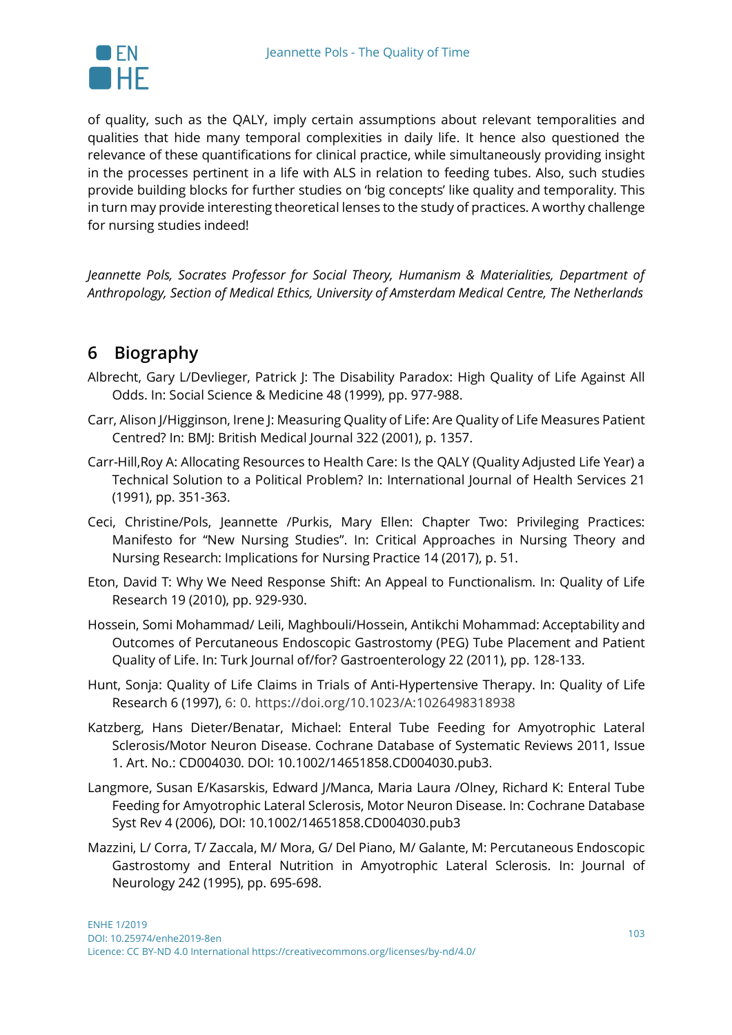of quality, such as the QALY, imply certain assumptions about relevant temporalities and qualities that hide many temporal complexities in daily life. It hence also questioned the relevance of these quantifications for clinical practice, while simultaneously providing insight in the processes pertinent in a life with ALS in relation to feeding tubes. Also, such studies provide building blocks for further studies on 'big concepts' like quality and temporality. This in turn may provide interesting theoretical lenses to the study of practices. A worthy challenge for nursing studies indeed!

*Jeannette Pols, Socrates Professor for Social Theory, Humanism & Materialities, Department of Anthropology, Section of Medical Ethics, University of Amsterdam Medical Centre, The Netherlands*

## 6 Biography

Albrecht, Gary L/Devlieger, Patrick J: The Disability Paradox: High Quality of Life Against All Odds. In: Social Science & Medicine 48 (1999), pp. 977-988.

Carr, Alison J/Higginson, Irene J: Measuring Quality of Life: Are Quality of Life Measures Patient Centred? In: BMJ: British Medical Journal 322 (2001), p. 1357.

Carr-Hill,Roy A: Allocating Resources to Health Care: Is the QALY (Quality Adjusted Life Year) a Technical Solution to a Political Problem? In: International Journal of Health Services 21 (1991), pp. 351-363.

Ceci, Christine/Pols, Jeannette /Purkis, Mary Ellen: Chapter Two: Privileging Practices: Manifesto for "New Nursing Studies". In: Critical Approaches in Nursing Theory and Nursing Research: Implications for Nursing Practice 14 (2017), p. 51.

Eton, David T: Why We Need Response Shift: An Appeal to Functionalism. In: Quality of Life Research 19 (2010), pp. 929-930.

Hossein, Somi Mohammad/ Leili, Maghbouli/Hossein, Antikchi Mohammad: Acceptability and Outcomes of Percutaneous Endoscopic Gastrostomy (PEG) Tube Placement and Patient Quality of Life. In: Turk Journal of/for? Gastroenterology 22 (2011), pp. 128-133.

Hunt, Sonja: Quality of Life Claims in Trials of Anti-Hypertensive Therapy. In: Quality of Life Research 6 (1997), 6: 0. https://doi.org/10.1023/A:1026498318938

Katzberg, Hans Dieter/Benatar, Michael: Enteral Tube Feeding for Amyotrophic Lateral Sclerosis/Motor Neuron Disease. Cochrane Database of Systematic Reviews 2011, Issue 1. Art. No.: CD004030. DOI: 10.1002/14651858.CD004030.pub3.

Langmore, Susan E/Kasarskis, Edward J/Manca, Maria Laura /Olney, Richard K: Enteral Tube Feeding for Amyotrophic Lateral Sclerosis, Motor Neuron Disease. In: Cochrane Database Syst Rev 4 (2006), DOI: 10.1002/14651858.CD004030.pub3

Mazzini, L/ Corra, T/ Zaccala, M/ Mora, G/ Del Piano, M/ Galante, M: Percutaneous Endoscopic Gastrostomy and Enteral Nutrition in Amyotrophic Lateral Sclerosis. In: Journal of Neurology 242 (1995), pp. 695-698.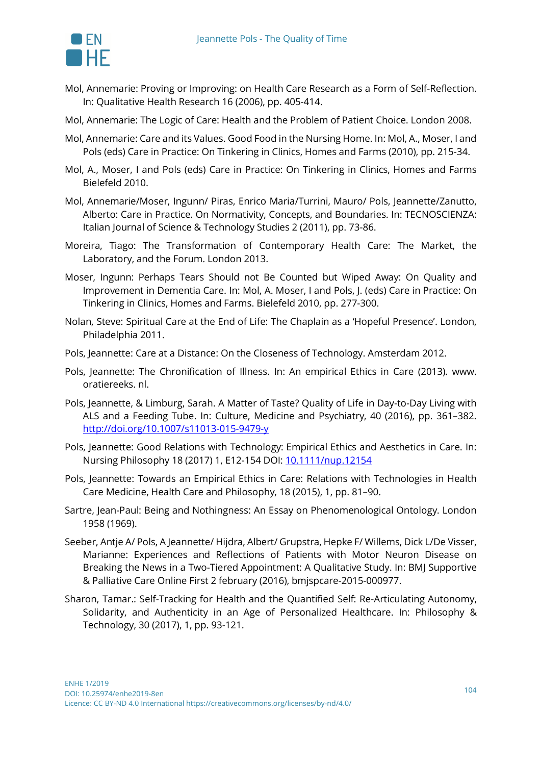Mol, Annemarie: Proving or Improving: on Health Care Research as a Form of Self-Reflection. In: Qualitative Health Research 16 (2006), pp. 405-414.

Mol, Annemarie: The Logic of Care: Health and the Problem of Patient Choice. London 2008.

Mol, Annemarie: Care and its Values. Good Food in the Nursing Home. In: Mol, A., Moser, I and Pols (eds) Care in Practice: On Tinkering in Clinics, Homes and Farms (2010), pp. 215-34.

Mol, A., Moser, I and Pols (eds) Care in Practice: On Tinkering in Clinics, Homes and Farms Bielefeld 2010.

Mol, Annemarie/Moser, Ingunn/ Piras, Enrico Maria/Turrini, Mauro/ Pols, Jeannette/Zanutto, Alberto: Care in Practice. On Normativity, Concepts, and Boundaries. In: TECNOSCIENZA: Italian Journal of Science & Technology Studies 2 (2011), pp. 73-86.

Moreira, Tiago: The Transformation of Contemporary Health Care: The Market, the Laboratory, and the Forum. London 2013.

Moser, Ingunn: Perhaps Tears Should not Be Counted but Wiped Away: On Quality and Improvement in Dementia Care. In: Mol, A. Moser, I and Pols, J. (eds) Care in Practice: On Tinkering in Clinics, Homes and Farms. Bielefeld 2010, pp. 277-300.

Nolan, Steve: Spiritual Care at the End of Life: The Chaplain as a 'Hopeful Presence'. London, Philadelphia 2011.

Pols, Jeannette: Care at a Distance: On the Closeness of Technology. Amsterdam 2012.

Pols, Jeannette: The Chronification of Illness. In: An empirical Ethics in Care (2013). www. oratiereeks. nl.

Pols, Jeannette, & Limburg, Sarah. A Matter of Taste? Quality of Life in Day-to-Day Living with ALS and a Feeding Tube. In: Culture, Medicine and Psychiatry, 40 (2016), pp. 361–382. http://doi.org/10.1007/s11013-015-9479-y

Pols, Jeannette: Good Relations with Technology: Empirical Ethics and Aesthetics in Care. In: Nursing Philosophy 18 (2017) 1, E12-154 DOI: 10.1111/nup.12154

Pols, Jeannette: Towards an Empirical Ethics in Care: Relations with Technologies in Health Care Medicine, Health Care and Philosophy, 18 (2015), 1, pp. 81–90.

Sartre, Jean-Paul: Being and Nothingness: An Essay on Phenomenological Ontology. London 1958 (1969).

Seeber, Antje A/ Pols, A Jeannette/ Hijdra, Albert/ Grupstra, Hepke F/ Willems, Dick L/De Visser, Marianne: Experiences and Reflections of Patients with Motor Neuron Disease on Breaking the News in a Two-Tiered Appointment: A Qualitative Study. In: BMJ Supportive & Palliative Care Online First 2 february (2016), bmjspcare-2015-000977.

Sharon, Tamar.: Self-Tracking for Health and the Quantified Self: Re-Articulating Autonomy, Solidarity, and Authenticity in an Age of Personalized Healthcare. In: Philosophy & Technology, 30 (2017), 1, pp. 93-121.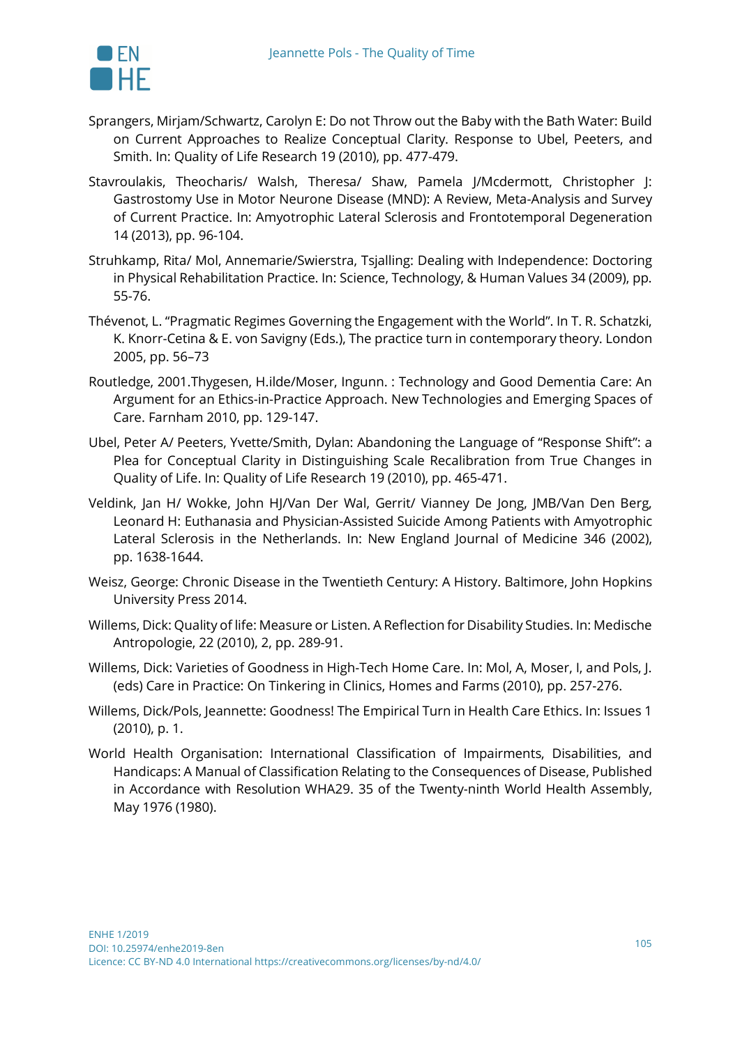Sprangers, Mirjam/Schwartz, Carolyn E: Do not Throw out the Baby with the Bath Water: Build on Current Approaches to Realize Conceptual Clarity. Response to Ubel, Peeters, and Smith. In: Quality of Life Research 19 (2010), pp. 477-479.

Stavroulakis, Theocharis/ Walsh, Theresa/ Shaw, Pamela J/Mcdermott, Christopher J: Gastrostomy Use in Motor Neurone Disease (MND): A Review, Meta-Analysis and Survey of Current Practice. In: Amyotrophic Lateral Sclerosis and Frontotemporal Degeneration 14 (2013), pp. 96-104.

Struhkamp, Rita/ Mol, Annemarie/Swierstra, Tsjalling: Dealing with Independence: Doctoring in Physical Rehabilitation Practice. In: Science, Technology, & Human Values 34 (2009), pp. 55-76.

Thévenot, L. "Pragmatic Regimes Governing the Engagement with the World". In T. R. Schatzki, K. Knorr-Cetina & E. von Savigny (Eds.), The practice turn in contemporary theory. London 2005, pp. 56–73

Routledge, 2001.Thygesen, H.ilde/Moser, Ingunn. : Technology and Good Dementia Care: An Argument for an Ethics-in-Practice Approach. New Technologies and Emerging Spaces of Care. Farnham 2010, pp. 129-147.

Ubel, Peter A/ Peeters, Yvette/Smith, Dylan: Abandoning the Language of "Response Shift": a Plea for Conceptual Clarity in Distinguishing Scale Recalibration from True Changes in Quality of Life. In: Quality of Life Research 19 (2010), pp. 465-471.

Veldink, Jan H/ Wokke, John HJ/Van Der Wal, Gerrit/ Vianney De Jong, JMB/Van Den Berg, Leonard H: Euthanasia and Physician-Assisted Suicide Among Patients with Amyotrophic Lateral Sclerosis in the Netherlands. In: New England Journal of Medicine 346 (2002), pp. 1638-1644.

Weisz, George: Chronic Disease in the Twentieth Century: A History. Baltimore, John Hopkins University Press 2014.

Willems, Dick: Quality of life: Measure or Listen. A Reflection for Disability Studies. In: Medische Antropologie, 22 (2010), 2, pp. 289-91.

Willems, Dick: Varieties of Goodness in High-Tech Home Care. In: Mol, A, Moser, I, and Pols, J. (eds) Care in Practice: On Tinkering in Clinics, Homes and Farms (2010), pp. 257-276.

Willems, Dick/Pols, Jeannette: Goodness! The Empirical Turn in Health Care Ethics. In: Issues 1 (2010), p. 1.

World Health Organisation: International Classification of Impairments, Disabilities, and Handicaps: A Manual of Classification Relating to the Consequences of Disease, Published in Accordance with Resolution WHA29. 35 of the Twenty-ninth World Health Assembly, May 1976 (1980).